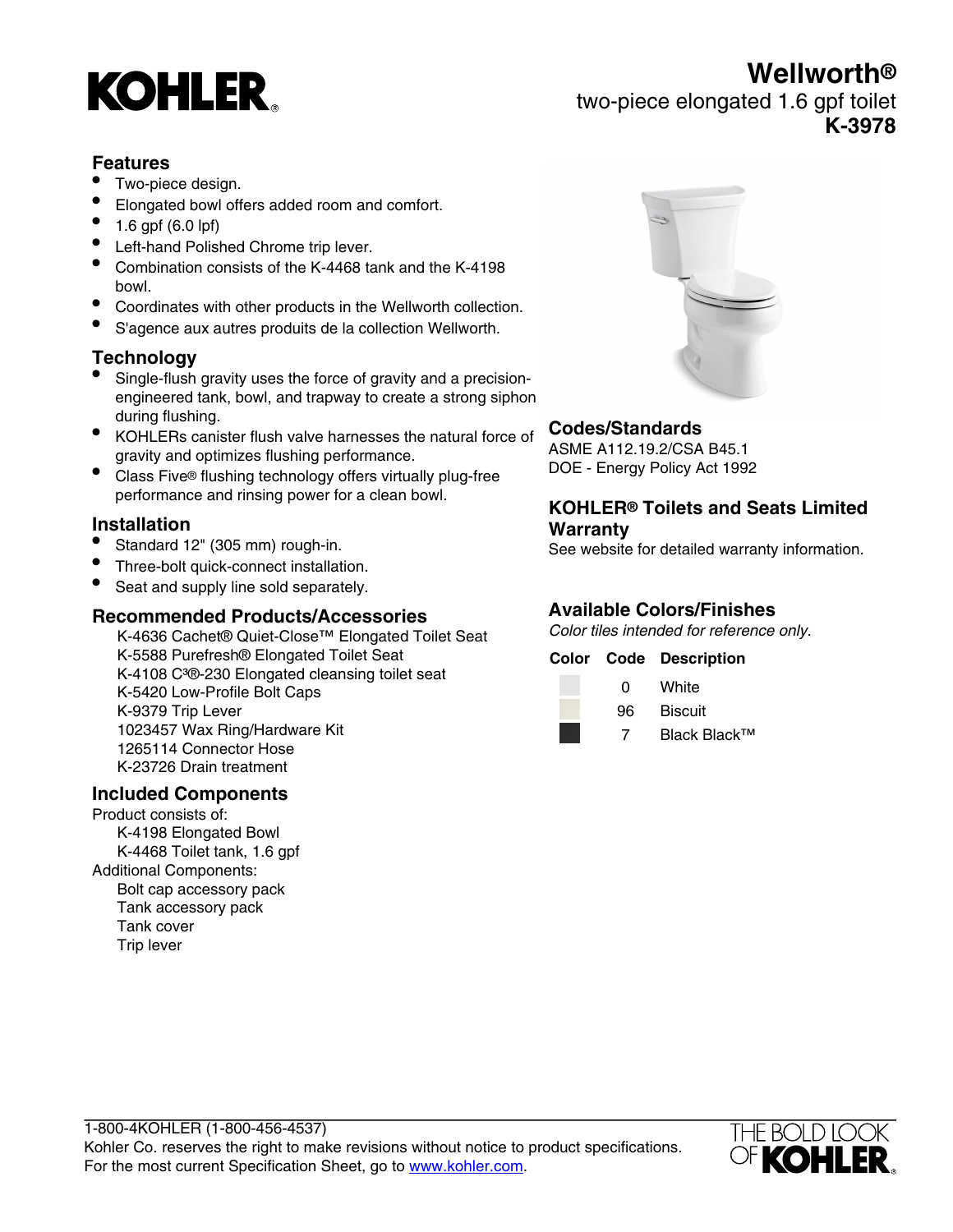KOHLER

# Wellworth®

two-piece elongated 1.6 gpf toilet

**K-3978**

## Features

- Two-piece design.
- Elongated bowl offers added room and comfort.
- 1.6 gpf (6.0 lpf)
- Left-hand Polished Chrome trip lever.
- Combination consists of the K-4468 tank and the K-4198 bowl.
- Coordinates with other products in the Wellworth collection.
- S'agence aux autres produits de la collection Wellworth.

## Technology

- Single-flush gravity uses the force of gravity and a precision-engineered tank, bowl, and trapway to create a strong siphon during flushing.
- KOHLERs canister flush valve harnesses the natural force of gravity and optimizes flushing performance.
- Class Five® flushing technology offers virtually plug-free performance and rinsing power for a clean bowl.

## Installation

- Standard 12" (305 mm) rough-in.
- Three-bolt quick-connect installation.
- Seat and supply line sold separately.

## Recommended Products/Accessories

K-4636 Cachet® Quiet-Close™ Elongated Toilet Seat
K-5588 Purefresh® Elongated Toilet Seat
K-4108 C³®-230 Elongated cleansing toilet seat
K-5420 Low-Profile Bolt Caps
K-9379 Trip Lever
1023457 Wax Ring/Hardware Kit
1265114 Connector Hose
K-23726 Drain treatment

## Included Components

Product consists of:
K-4198 Elongated Bowl
K-4468 Toilet tank, 1.6 gpf
Additional Components:
Bolt cap accessory pack
Tank accessory pack
Tank cover
Trip lever

## Codes/Standards

ASME A112.19.2/CSA B45.1
DOE - Energy Policy Act 1992

## KOHLER® Toilets and Seats Limited Warranty

See website for detailed warranty information.

## Available Colors/Finishes

*Color tiles intended for reference only.*

| Color | Code | Description |
|---|---|---|
| | 0 | White |
| | 96 | Biscuit |
| | 7 | Black Black™ |

1-800-4KOHLER (1-800-456-4537)
Kohler Co. reserves the right to make revisions without notice to product specifications.
For the most current Specification Sheet, go to www.kohler.com.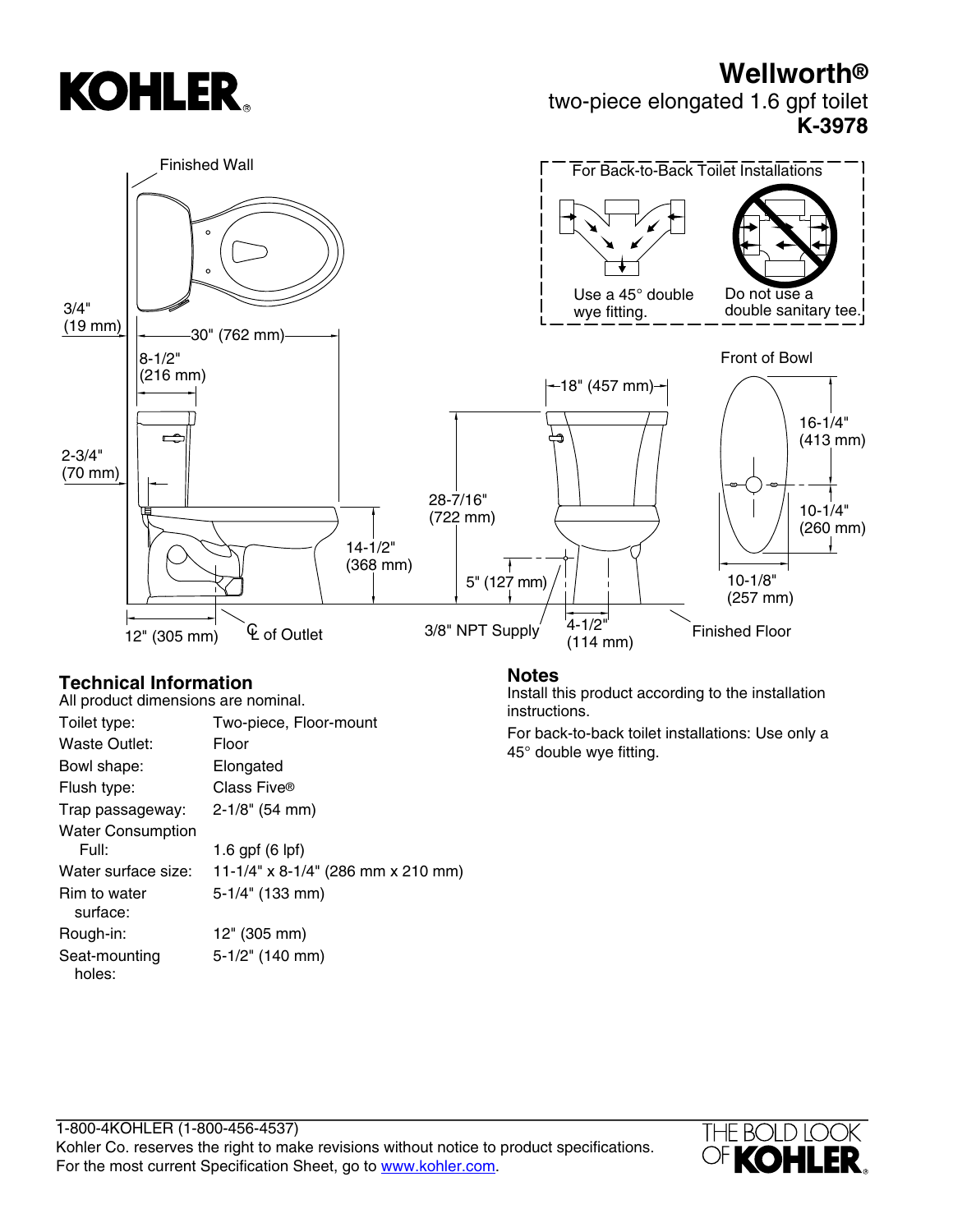# KOHLER

## Wellworth®

two-piece elongated 1.6 gpf toilet

**K-3978**

Finished Wall

3/4"
(19 mm)

30" (762 mm)

8-1/2"
(216 mm)

2-3/4"
(70 mm)

14-1/2"
(368 mm)

12" (305 mm)

℄ of Outlet

For Back-to-Back Toilet Installations

Use a 45° double wye fitting.

Do not use a double sanitary tee.

Front of Bowl

18" (457 mm)

28-7/16"
(722 mm)

5" (127 mm)

3/8" NPT Supply

4-1/2"
(114 mm)

16-1/4"
(413 mm)

10-1/4"
(260 mm)

10-1/8"
(257 mm)

Finished Floor

## Technical Information

All product dimensions are nominal.

| | |
|---|---|
| Toilet type: | Two-piece, Floor-mount |
| Waste Outlet: | Floor |
| Bowl shape: | Elongated |
| Flush type: | Class Five® |
| Trap passageway: | 2-1/8" (54 mm) |
| Water Consumption Full: | 1.6 gpf (6 lpf) |
| Water surface size: | 11-1/4" x 8-1/4" (286 mm x 210 mm) |
| Rim to water surface: | 5-1/4" (133 mm) |
| Rough-in: | 12" (305 mm) |
| Seat-mounting holes: | 5-1/2" (140 mm) |

## Notes

Install this product according to the installation instructions.

For back-to-back toilet installations: Use only a 45° double wye fitting.

1-800-4KOHLER (1-800-456-4537)
Kohler Co. reserves the right to make revisions without notice to product specifications.
For the most current Specification Sheet, go to www.kohler.com.

THE BOLD LOOK OF KOHLER.